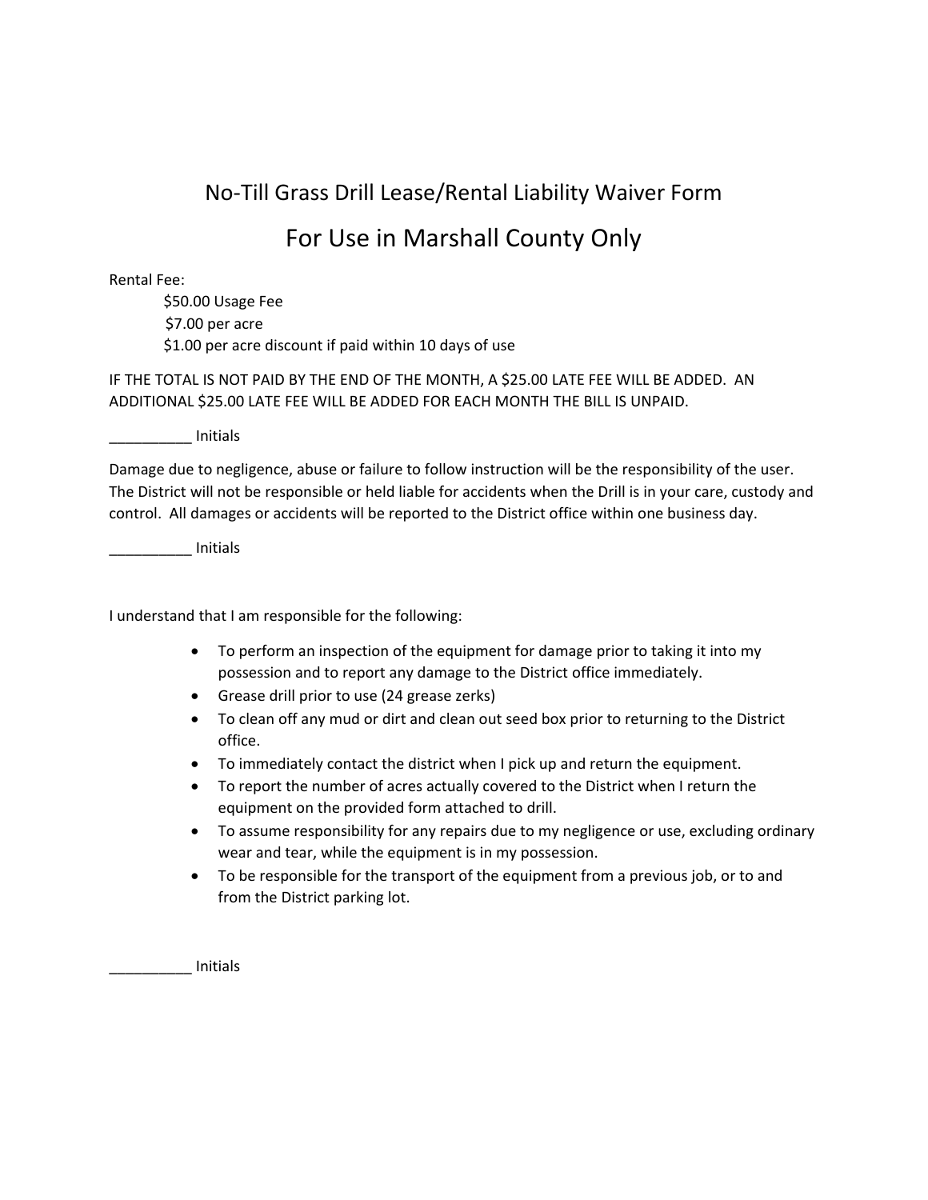# No-Till Grass Drill Lease/Rental Liability Waiver Form

## For Use in Marshall County Only

Rental Fee:

$50.00 Usage Fee
$7.00 per acre
$1.00 per acre discount if paid within 10 days of use

IF THE TOTAL IS NOT PAID BY THE END OF THE MONTH, A $25.00 LATE FEE WILL BE ADDED. AN ADDITIONAL $25.00 LATE FEE WILL BE ADDED FOR EACH MONTH THE BILL IS UNPAID.

__________ Initials

Damage due to negligence, abuse or failure to follow instruction will be the responsibility of the user. The District will not be responsible or held liable for accidents when the Drill is in your care, custody and control. All damages or accidents will be reported to the District office within one business day.

__________ Initials

I understand that I am responsible for the following:

- To perform an inspection of the equipment for damage prior to taking it into my possession and to report any damage to the District office immediately.
- Grease drill prior to use (24 grease zerks)
- To clean off any mud or dirt and clean out seed box prior to returning to the District office.
- To immediately contact the district when I pick up and return the equipment.
- To report the number of acres actually covered to the District when I return the equipment on the provided form attached to drill.
- To assume responsibility for any repairs due to my negligence or use, excluding ordinary wear and tear, while the equipment is in my possession.
- To be responsible for the transport of the equipment from a previous job, or to and from the District parking lot.

__________ Initials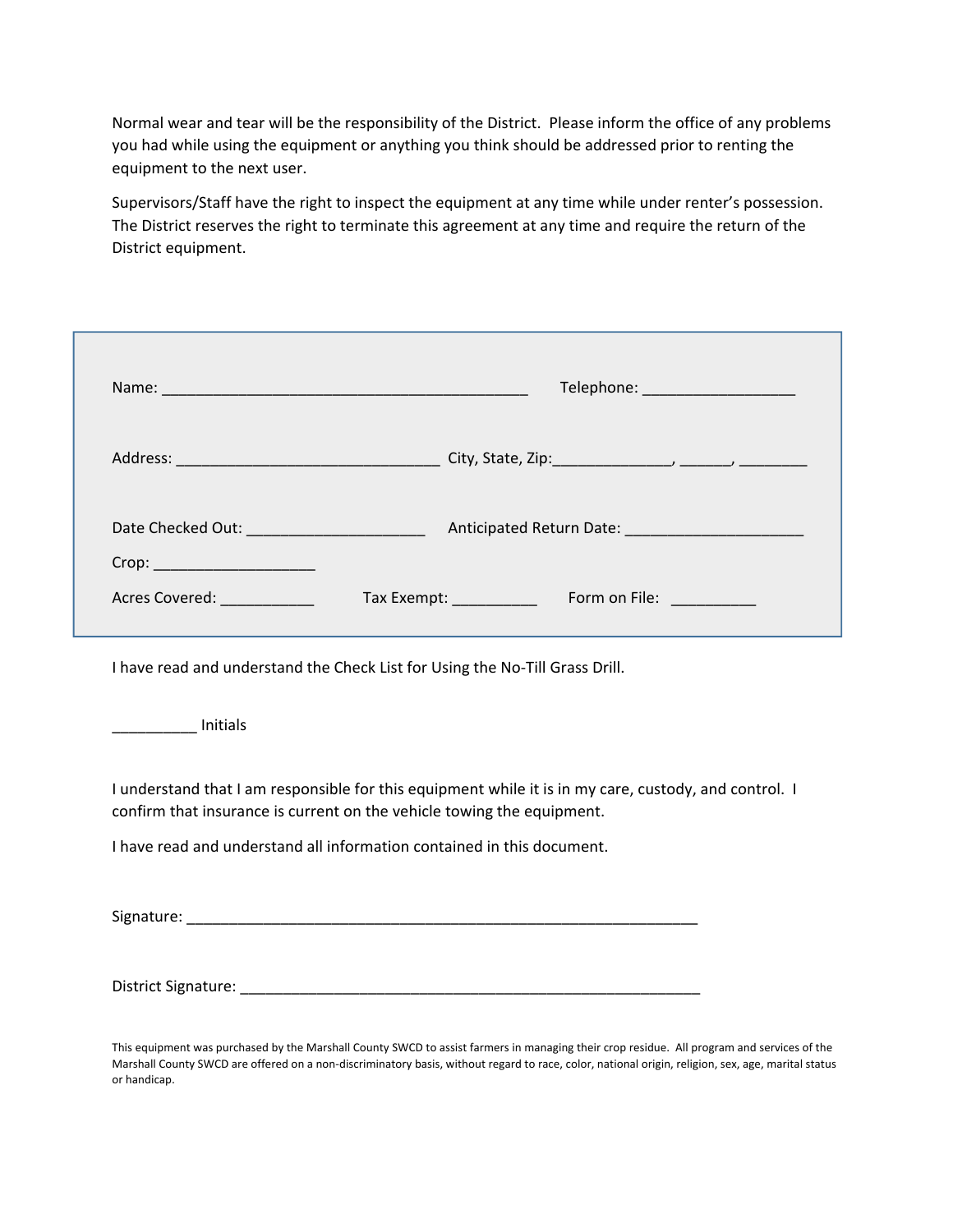Normal wear and tear will be the responsibility of the District. Please inform the office of any problems you had while using the equipment or anything you think should be addressed prior to renting the equipment to the next user.

Supervisors/Staff have the right to inspect the equipment at any time while under renter's possession. The District reserves the right to terminate this agreement at any time and require the return of the District equipment.

Name: _____________________________________________ Telephone: __________________

Address: ________________________________ City, State, Zip:______________, ______, ________

Date Checked Out: ______________________ Anticipated Return Date: ______________________

Crop: ___________________

Acres Covered: ___________ Tax Exempt: __________ Form on File: __________

I have read and understand the Check List for Using the No-Till Grass Drill.

__________ Initials

I understand that I am responsible for this equipment while it is in my care, custody, and control. I confirm that insurance is current on the vehicle towing the equipment.

I have read and understand all information contained in this document.

Signature: _______________________________________________________________

District Signature: _________________________________________________________

This equipment was purchased by the Marshall County SWCD to assist farmers in managing their crop residue. All program and services of the Marshall County SWCD are offered on a non-discriminatory basis, without regard to race, color, national origin, religion, sex, age, marital status or handicap.